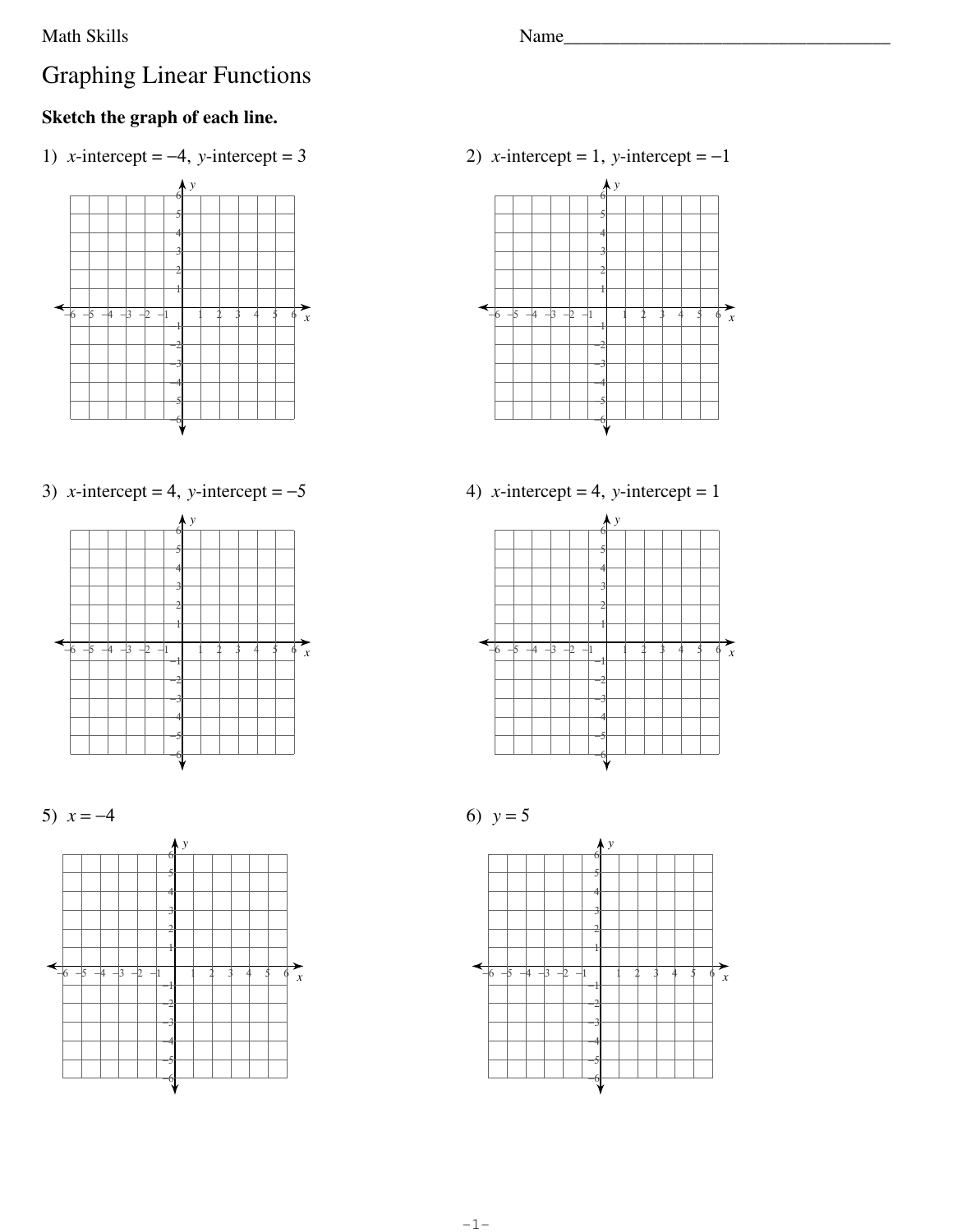Math Skills

Name___________________________________

# Graphing Linear Functions

**Sketch the graph of each line.**

1) $x$-intercept $= -4$, $y$-intercept $= 3$

2) $x$-intercept $= 1$, $y$-intercept $= -1$

3) $x$-intercept $= 4$, $y$-intercept $= -5$

4) $x$-intercept $= 4$, $y$-intercept $= 1$

5) $x = -4$

6) $y = 5$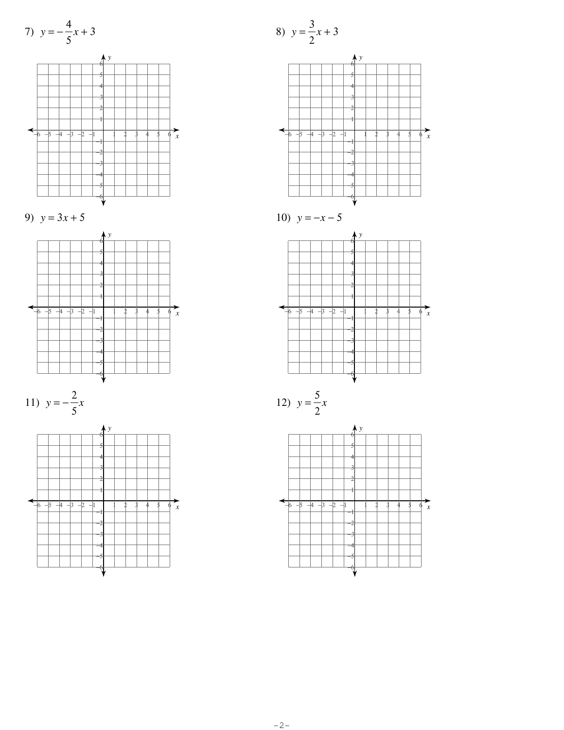7) $y = -\frac{4}{5}x + 3$

8) $y = \frac{3}{2}x + 3$

9) $y = 3x + 5$

10) $y = -x - 5$

11) $y = -\frac{2}{5}x$

12) $y = \frac{5}{2}x$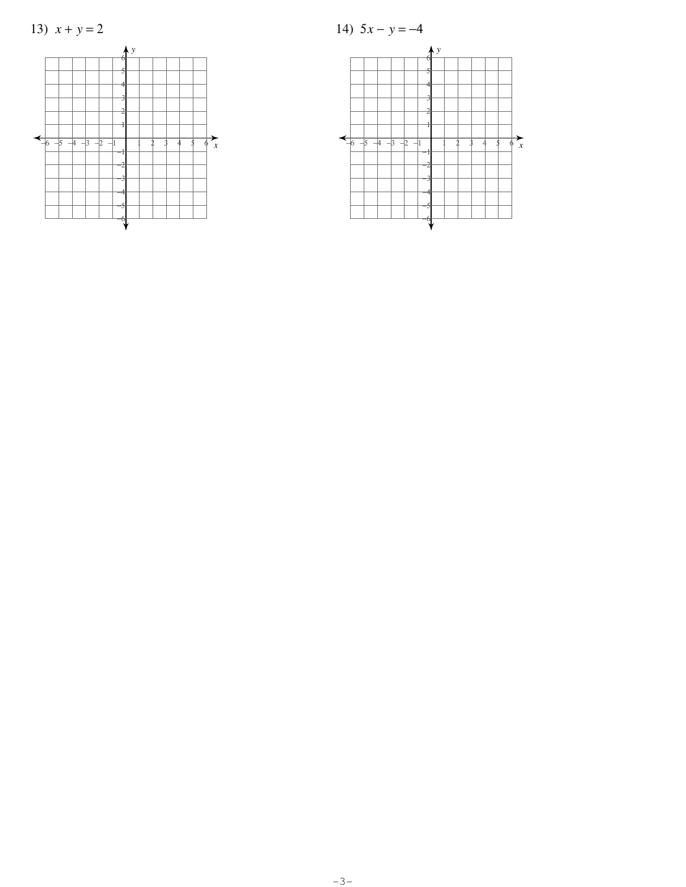13) $x + y = 2$

14) $5x - y = -4$